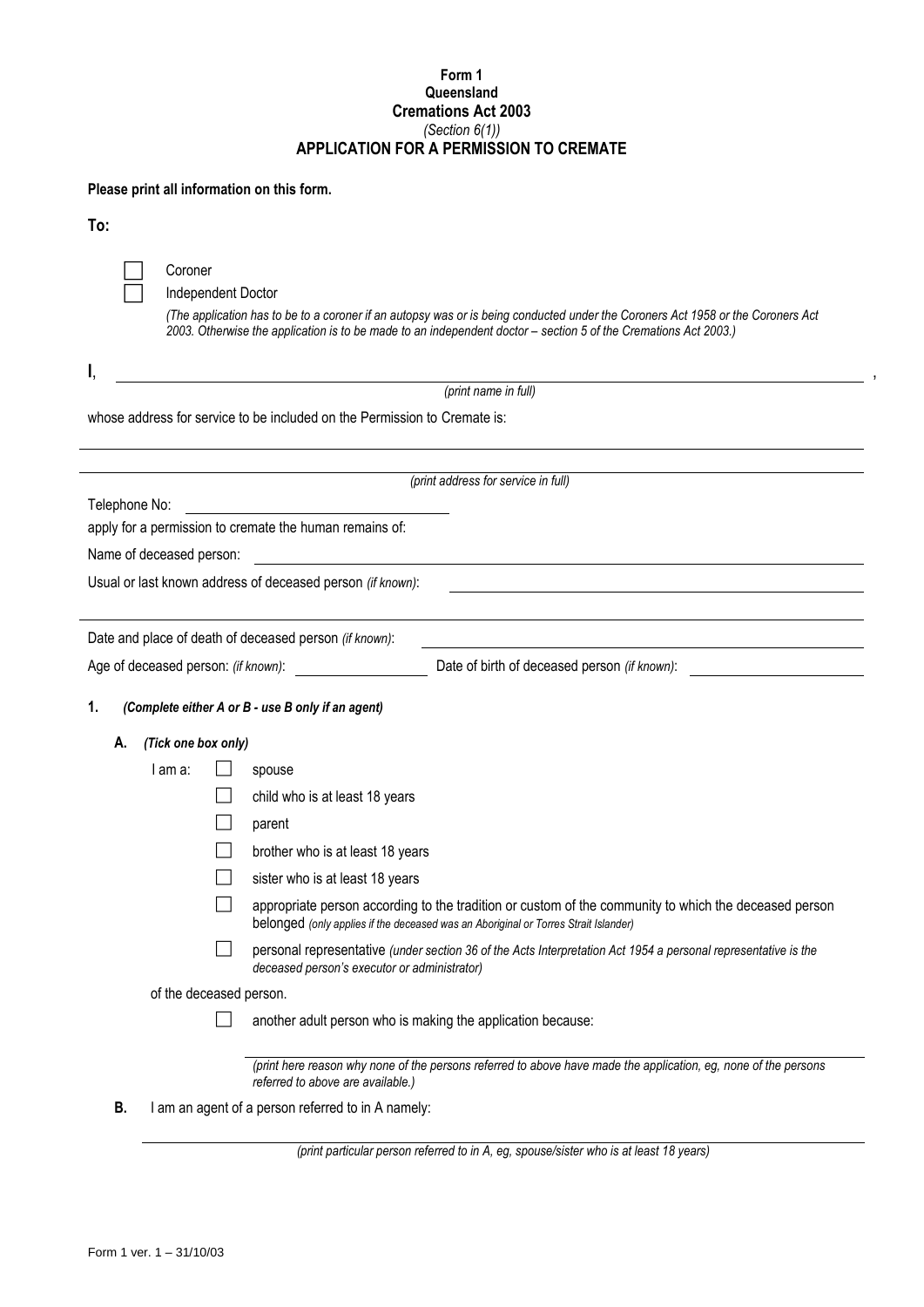**Form 1**
**Queensland**
**Cremations Act 2003**
*(Section 6(1))*

# APPLICATION FOR A PERMISSION TO CREMATE

**Please print all information on this form.**

**To:**

☐ Coroner
☐ Independent Doctor

*(The application has to be to a coroner if an autopsy was or is being conducted under the Coroners Act 1958 or the Coroners Act 2003. Otherwise the application is to be made to an independent doctor – section 5 of the Cremations Act 2003.)*

**I**, ______________________________________________ ,
*(print name in full)*

whose address for service to be included on the Permission to Cremate is:

______________________________________________

______________________________________________
*(print address for service in full)*

Telephone No: ______________________

apply for a permission to cremate the human remains of:

Name of deceased person: ______________________

Usual or last known address of deceased person *(if known)*: ______________________

______________________________________________

Date and place of death of deceased person *(if known)*: ______________________

Age of deceased person: *(if known)*: __________ Date of birth of deceased person *(if known)*: __________

**1.** ***(Complete either A or B - use B only if an agent)***

**A.** ***(Tick one box only)***

I am a:

☐ spouse

☐ child who is at least 18 years

☐ parent

☐ brother who is at least 18 years

☐ sister who is at least 18 years

☐ appropriate person according to the tradition or custom of the community to which the deceased person belonged *(only applies if the deceased was an Aboriginal or Torres Strait Islander)*

☐ personal representative *(under section 36 of the Acts Interpretation Act 1954 a personal representative is the deceased person's executor or administrator)*

of the deceased person.

☐ another adult person who is making the application because:

______________________________________________
*(print here reason why none of the persons referred to above have made the application, eg, none of the persons referred to above are available.)*

**B.** I am an agent of a person referred to in A namely:

______________________________________________
*(print particular person referred to in A, eg, spouse/sister who is at least 18 years)*

Form 1 ver. 1 – 31/10/03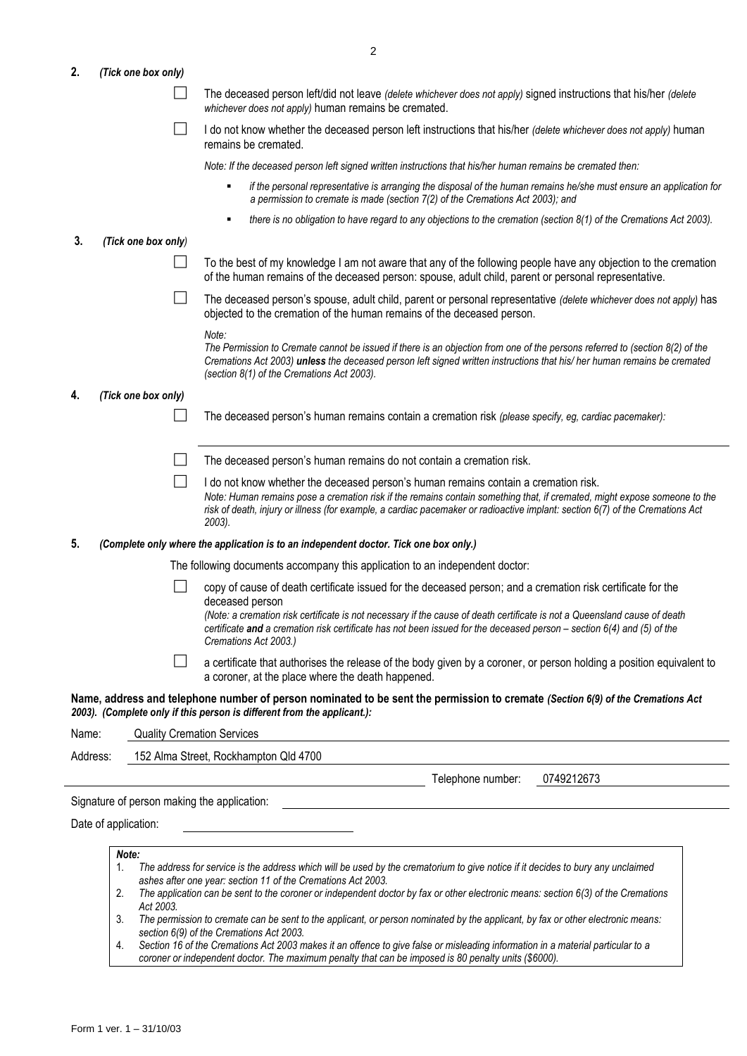**2.** *(Tick one box only)*

☐ The deceased person left/did not leave *(delete whichever does not apply)* signed instructions that his/her *(delete whichever does not apply)* human remains be cremated.

☐ I do not know whether the deceased person left instructions that his/her *(delete whichever does not apply)* human remains be cremated.

*Note: If the deceased person left signed written instructions that his/her human remains be cremated then:*

- *if the personal representative is arranging the disposal of the human remains he/she must ensure an application for a permission to cremate is made (section 7(2) of the Cremations Act 2003); and*
- *there is no obligation to have regard to any objections to the cremation (section 8(1) of the Cremations Act 2003).*

**3.** *(Tick one box only)*

☐ To the best of my knowledge I am not aware that any of the following people have any objection to the cremation of the human remains of the deceased person: spouse, adult child, parent or personal representative.

☐ The deceased person's spouse, adult child, parent or personal representative *(delete whichever does not apply)* has objected to the cremation of the human remains of the deceased person.

*Note:*
*The Permission to Cremate cannot be issued if there is an objection from one of the persons referred to (section 8(2) of the Cremations Act 2003)* ***unless*** *the deceased person left signed written instructions that his/ her human remains be cremated (section 8(1) of the Cremations Act 2003).*

**4.** *(Tick one box only)*

☐ The deceased person's human remains contain a cremation risk *(please specify, eg, cardiac pacemaker)*:

______________________________

☐ The deceased person's human remains do not contain a cremation risk.

☐ I do not know whether the deceased person's human remains contain a cremation risk.
*Note: Human remains pose a cremation risk if the remains contain something that, if cremated, might expose someone to the risk of death, injury or illness (for example, a cardiac pacemaker or radioactive implant: section 6(7) of the Cremations Act 2003).*

**5.** ***(Complete only where the application is to an independent doctor. Tick one box only.)***

The following documents accompany this application to an independent doctor:

☐ copy of cause of death certificate issued for the deceased person; and a cremation risk certificate for the deceased person
*(Note: a cremation risk certificate is not necessary if the cause of death certificate is not a Queensland cause of death certificate* ***and*** *a cremation risk certificate has not been issued for the deceased person – section 6(4) and (5) of the Cremations Act 2003.)*

☐ a certificate that authorises the release of the body given by a coroner, or person holding a position equivalent to a coroner, at the place where the death happened.

**Name, address and telephone number of person nominated to be sent the permission to cremate** ***(Section 6(9) of the Cremations Act 2003). (Complete only if this person is different from the applicant.):***

Name: Quality Cremation Services

Address: 152 Alma Street, Rockhampton Qld 4700

Telephone number: 0749212673

Signature of person making the application: ______________________________

Date of application: ______________________________

***Note:***

1. *The address for service is the address which will be used by the crematorium to give notice if it decides to bury any unclaimed ashes after one year: section 11 of the Cremations Act 2003.*
2. *The application can be sent to the coroner or independent doctor by fax or other electronic means: section 6(3) of the Cremations Act 2003.*
3. *The permission to cremate can be sent to the applicant, or person nominated by the applicant, by fax or other electronic means: section 6(9) of the Cremations Act 2003.*
4. *Section 16 of the Cremations Act 2003 makes it an offence to give false or misleading information in a material particular to a coroner or independent doctor. The maximum penalty that can be imposed is 80 penalty units ($6000).*

Form 1 ver. 1 – 31/10/03